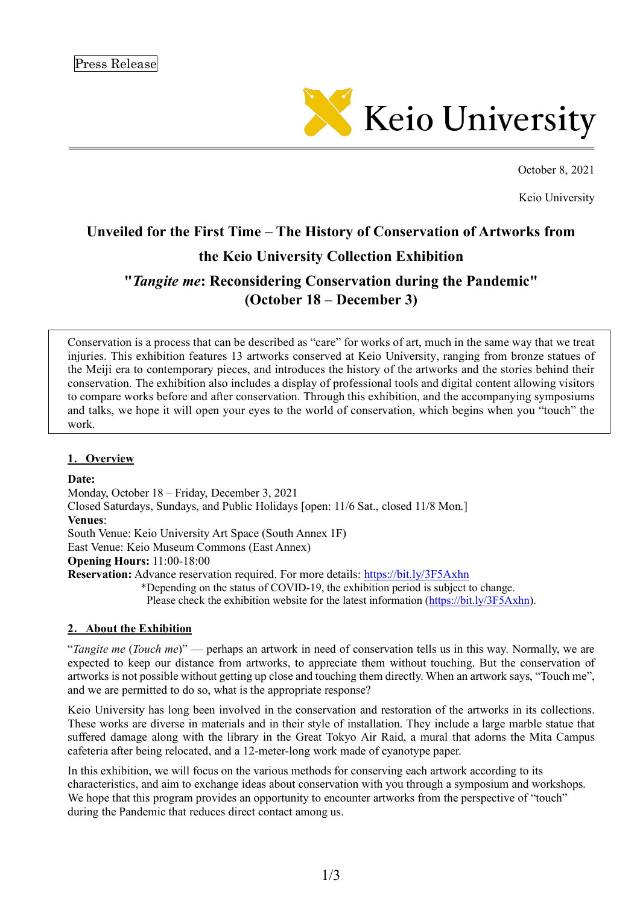Press Release

Keio University

October 8, 2021

Keio University

# Unveiled for the First Time – The History of Conservation of Artworks from the Keio University Collection Exhibition "*Tangite me*: Reconsidering Conservation during the Pandemic" (October 18 – December 3)

Conservation is a process that can be described as "care" for works of art, much in the same way that we treat injuries. This exhibition features 13 artworks conserved at Keio University, ranging from bronze statues of the Meiji era to contemporary pieces, and introduces the history of the artworks and the stories behind their conservation. The exhibition also includes a display of professional tools and digital content allowing visitors to compare works before and after conservation. Through this exhibition, and the accompanying symposiums and talks, we hope it will open your eyes to the world of conservation, which begins when you "touch" the work.

## 1. Overview

**Date:**
Monday, October 18 – Friday, December 3, 2021
Closed Saturdays, Sundays, and Public Holidays [open: 11/6 Sat., closed 11/8 Mon.]

**Venues**:
South Venue: Keio University Art Space (South Annex 1F)
East Venue: Keio Museum Commons (East Annex)

**Opening Hours:** 11:00-18:00

**Reservation:** Advance reservation required. For more details: https://bit.ly/3F5Axhn
\*Depending on the status of COVID-19, the exhibition period is subject to change.
Please check the exhibition website for the latest information (https://bit.ly/3F5Axhn).

## 2. About the Exhibition

"*Tangite me* (*Touch me*)" — perhaps an artwork in need of conservation tells us in this way. Normally, we are expected to keep our distance from artworks, to appreciate them without touching. But the conservation of artworks is not possible without getting up close and touching them directly. When an artwork says, "Touch me", and we are permitted to do so, what is the appropriate response?

Keio University has long been involved in the conservation and restoration of the artworks in its collections. These works are diverse in materials and in their style of installation. They include a large marble statue that suffered damage along with the library in the Great Tokyo Air Raid, a mural that adorns the Mita Campus cafeteria after being relocated, and a 12-meter-long work made of cyanotype paper.

In this exhibition, we will focus on the various methods for conserving each artwork according to its characteristics, and aim to exchange ideas about conservation with you through a symposium and workshops. We hope that this program provides an opportunity to encounter artworks from the perspective of "touch" during the Pandemic that reduces direct contact among us.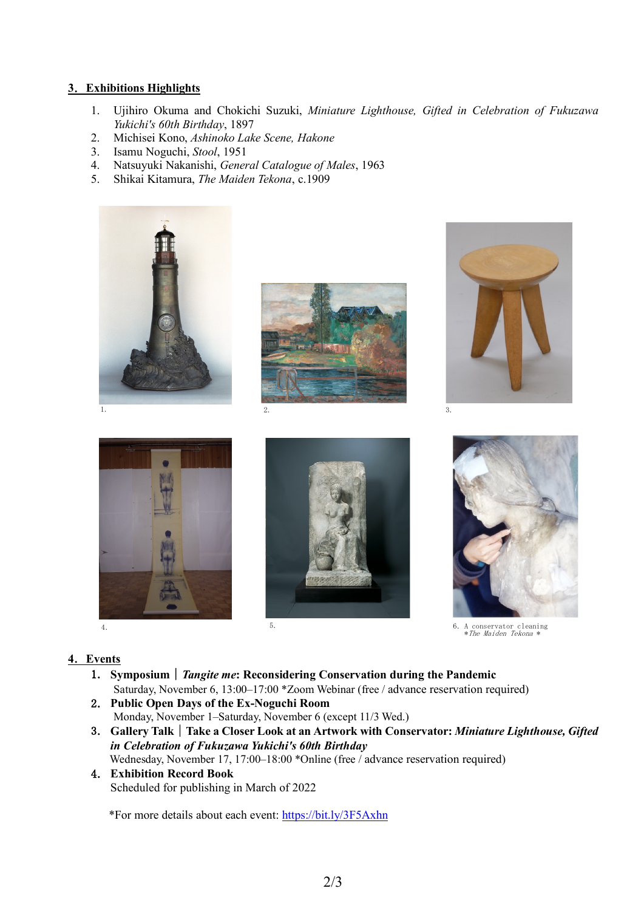## 3. Exhibitions Highlights

1. Ujihiro Okuma and Chokichi Suzuki, *Miniature Lighthouse, Gifted in Celebration of Fukuzawa Yukichi's 60th Birthday*, 1897
2. Michisei Kono, *Ashinoko Lake Scene, Hakone*
3. Isamu Noguchi, *Stool*, 1951
4. Natsuyuki Nakanishi, *General Catalogue of Males*, 1963
5. Shikai Kitamura, *The Maiden Tekona*, c.1909

1.

2.

3.

4.

5.

6. A conservator cleaning *The Maiden Tekona*

## 4. Events

1. **Symposium | *Tangite me*: Reconsidering Conservation during the Pandemic**
   Saturday, November 6, 13:00–17:00 *Zoom Webinar (free / advance reservation required)
2. **Public Open Days of the Ex-Noguchi Room**
   Monday, November 1–Saturday, November 6 (except 11/3 Wed.)
3. **Gallery Talk | Take a Closer Look at an Artwork with Conservator: *Miniature Lighthouse, Gifted in Celebration of Fukuzawa Yukichi's 60th Birthday***
   Wednesday, November 17, 17:00–18:00 *Online (free / advance reservation required)
4. **Exhibition Record Book**
   Scheduled for publishing in March of 2022

*For more details about each event: https://bit.ly/3F5Axhn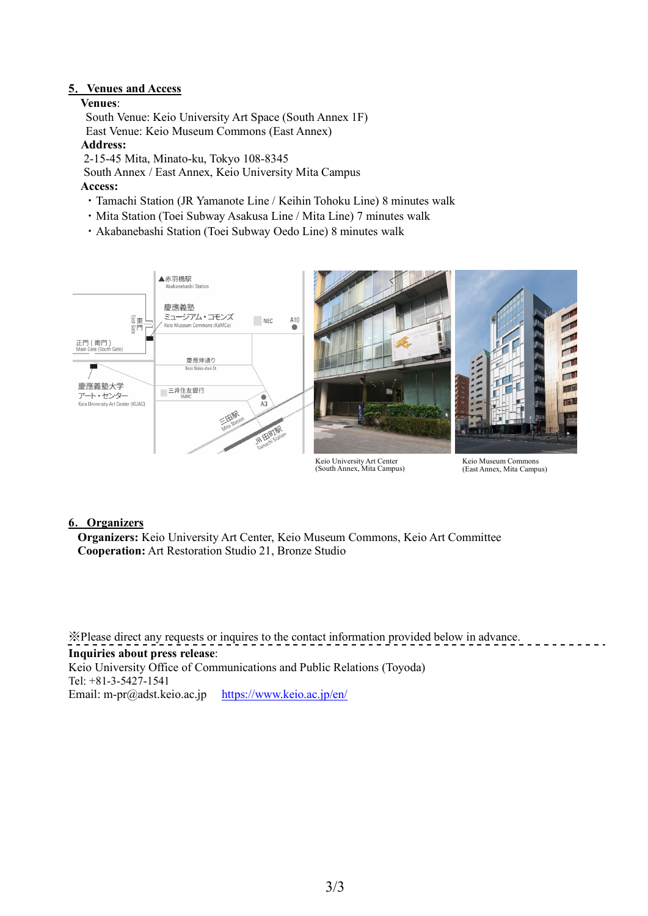## 5. Venues and Access

**Venues**:
South Venue: Keio University Art Space (South Annex 1F)
East Venue: Keio Museum Commons (East Annex)

**Address:**
2-15-45 Mita, Minato-ku, Tokyo 108-8345
South Annex / East Annex, Keio University Mita Campus

**Access:**
- Tamachi Station (JR Yamanote Line / Keihin Tohoku Line) 8 minutes walk
- Mita Station (Toei Subway Asakusa Line / Mita Line) 7 minutes walk
- Akabanebashi Station (Toei Subway Oedo Line) 8 minutes walk

Keio University Art Center (South Annex, Mita Campus)

Keio Museum Commons (East Annex, Mita Campus)

## 6. Organizers

**Organizers:** Keio University Art Center, Keio Museum Commons, Keio Art Committee
**Cooperation:** Art Restoration Studio 21, Bronze Studio

※Please direct any requests or inquires to the contact information provided below in advance.

**Inquiries about press release**:
Keio University Office of Communications and Public Relations (Toyoda)
Tel: +81-3-5427-1541
Email: m-pr@adst.keio.ac.jp https://www.keio.ac.jp/en/